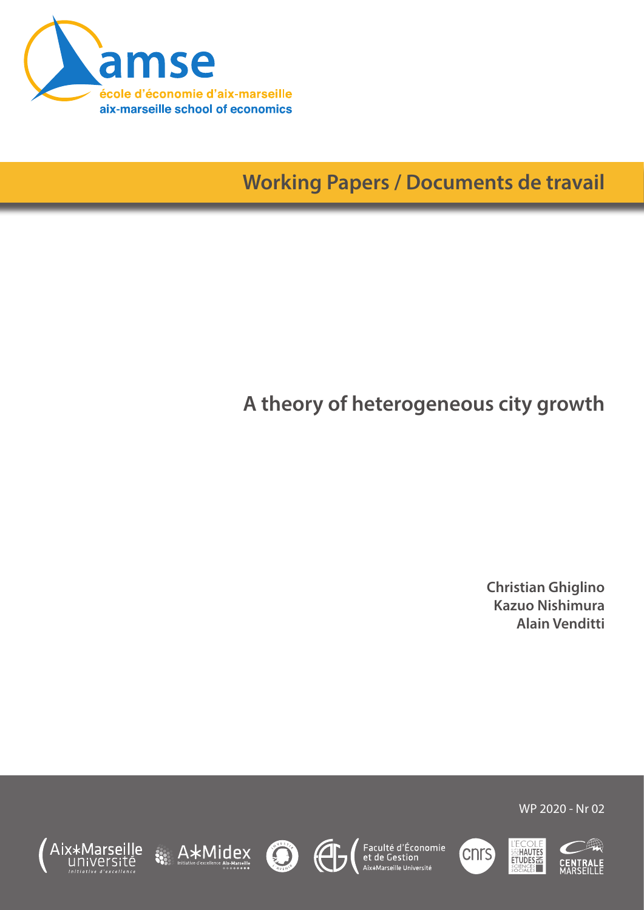# Working Papers / Documents de travail

# A theory of heterogeneous city growth

**Christian Ghiglino**
**Kazuo Nishimura**
**Alain Venditti**

WP 2020 - Nr 02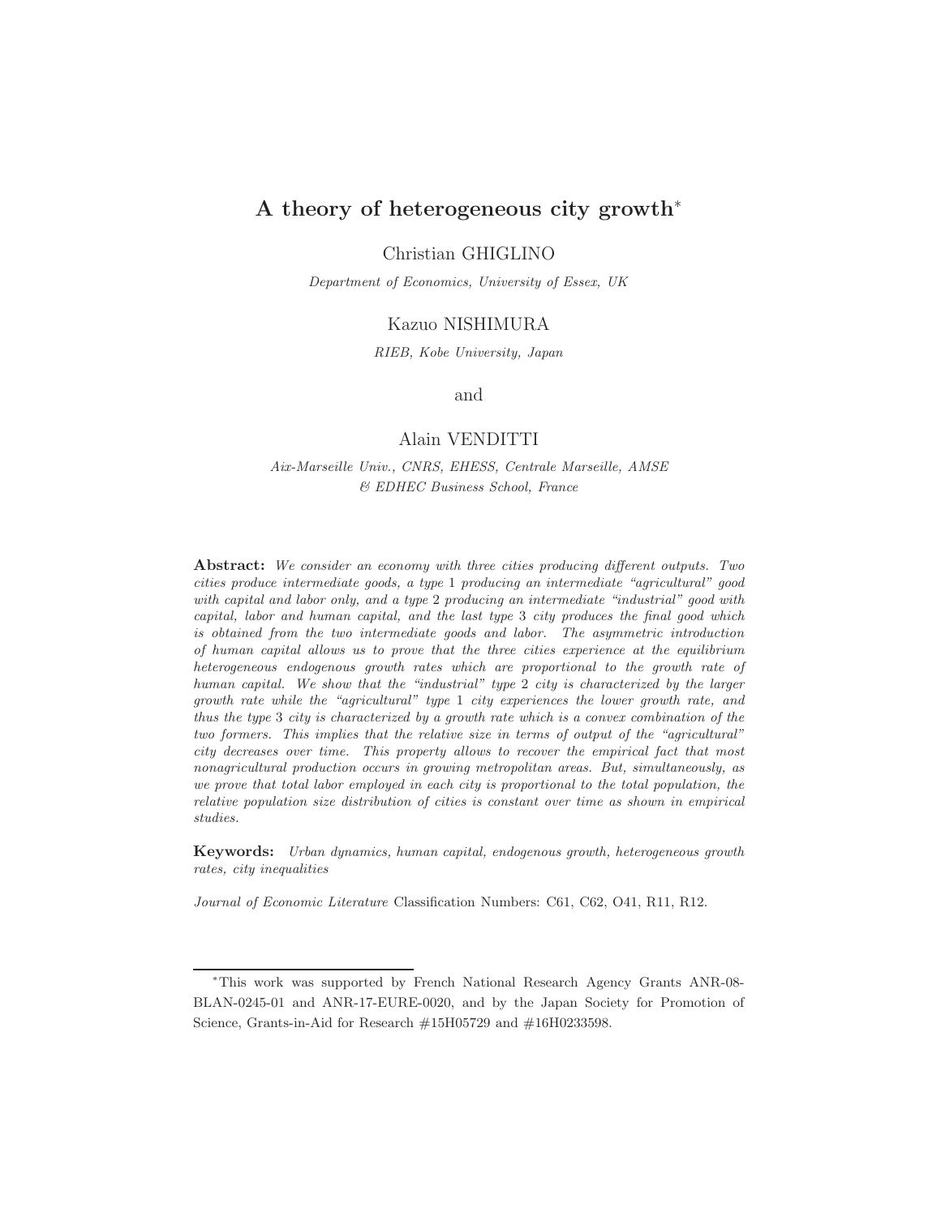# A theory of heterogeneous city growth*

Christian GHIGLINO

*Department of Economics, University of Essex, UK*

Kazuo NISHIMURA

*RIEB, Kobe University, Japan*

and

Alain VENDITTI

*Aix-Marseille Univ., CNRS, EHESS, Centrale Marseille, AMSE & EDHEC Business School, France*

**Abstract:** *We consider an economy with three cities producing different outputs. Two cities produce intermediate goods, a type 1 producing an intermediate "agricultural" good with capital and labor only, and a type 2 producing an intermediate "industrial" good with capital, labor and human capital, and the last type 3 city produces the final good which is obtained from the two intermediate goods and labor. The asymmetric introduction of human capital allows us to prove that the three cities experience at the equilibrium heterogeneous endogenous growth rates which are proportional to the growth rate of human capital. We show that the "industrial" type 2 city is characterized by the larger growth rate while the "agricultural" type 1 city experiences the lower growth rate, and thus the type 3 city is characterized by a growth rate which is a convex combination of the two formers. This implies that the relative size in terms of output of the "agricultural" city decreases over time. This property allows to recover the empirical fact that most nonagricultural production occurs in growing metropolitan areas. But, simultaneously, as we prove that total labor employed in each city is proportional to the total population, the relative population size distribution of cities is constant over time as shown in empirical studies.*

**Keywords:** *Urban dynamics, human capital, endogenous growth, heterogeneous growth rates, city inequalities*

*Journal of Economic Literature* Classification Numbers: C61, C62, O41, R11, R12.

*This work was supported by French National Research Agency Grants ANR-08-BLAN-0245-01 and ANR-17-EURE-0020, and by the Japan Society for Promotion of Science, Grants-in-Aid for Research #15H05729 and #16H0233598.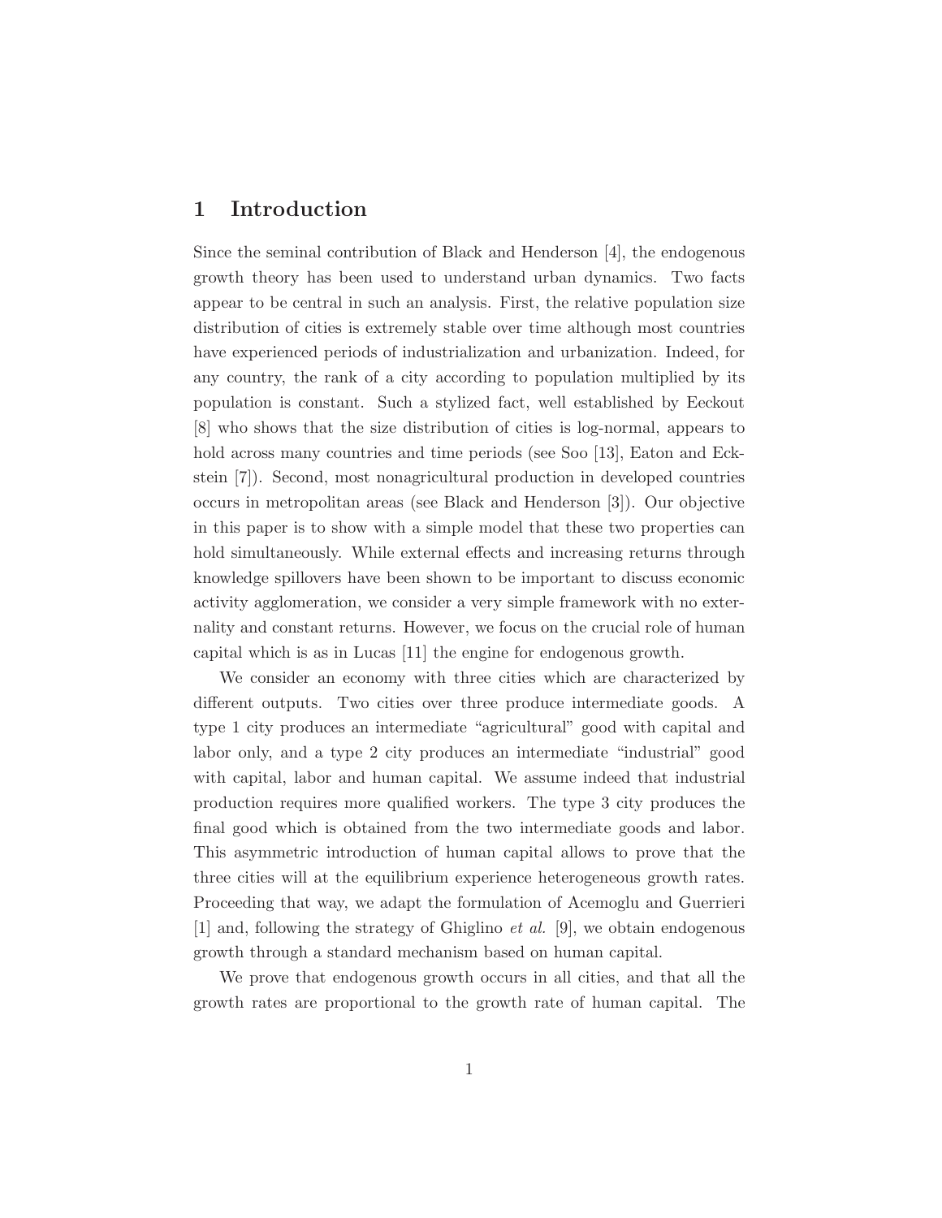## 1 Introduction

Since the seminal contribution of Black and Henderson [4], the endogenous growth theory has been used to understand urban dynamics. Two facts appear to be central in such an analysis. First, the relative population size distribution of cities is extremely stable over time although most countries have experienced periods of industrialization and urbanization. Indeed, for any country, the rank of a city according to population multiplied by its population is constant. Such a stylized fact, well established by Eeckout [8] who shows that the size distribution of cities is log-normal, appears to hold across many countries and time periods (see Soo [13], Eaton and Eckstein [7]). Second, most nonagricultural production in developed countries occurs in metropolitan areas (see Black and Henderson [3]). Our objective in this paper is to show with a simple model that these two properties can hold simultaneously. While external effects and increasing returns through knowledge spillovers have been shown to be important to discuss economic activity agglomeration, we consider a very simple framework with no externality and constant returns. However, we focus on the crucial role of human capital which is as in Lucas [11] the engine for endogenous growth.

We consider an economy with three cities which are characterized by different outputs. Two cities over three produce intermediate goods. A type 1 city produces an intermediate "agricultural" good with capital and labor only, and a type 2 city produces an intermediate "industrial" good with capital, labor and human capital. We assume indeed that industrial production requires more qualified workers. The type 3 city produces the final good which is obtained from the two intermediate goods and labor. This asymmetric introduction of human capital allows to prove that the three cities will at the equilibrium experience heterogeneous growth rates. Proceeding that way, we adapt the formulation of Acemoglu and Guerrieri [1] and, following the strategy of Ghiglino *et al.* [9], we obtain endogenous growth through a standard mechanism based on human capital.

We prove that endogenous growth occurs in all cities, and that all the growth rates are proportional to the growth rate of human capital. The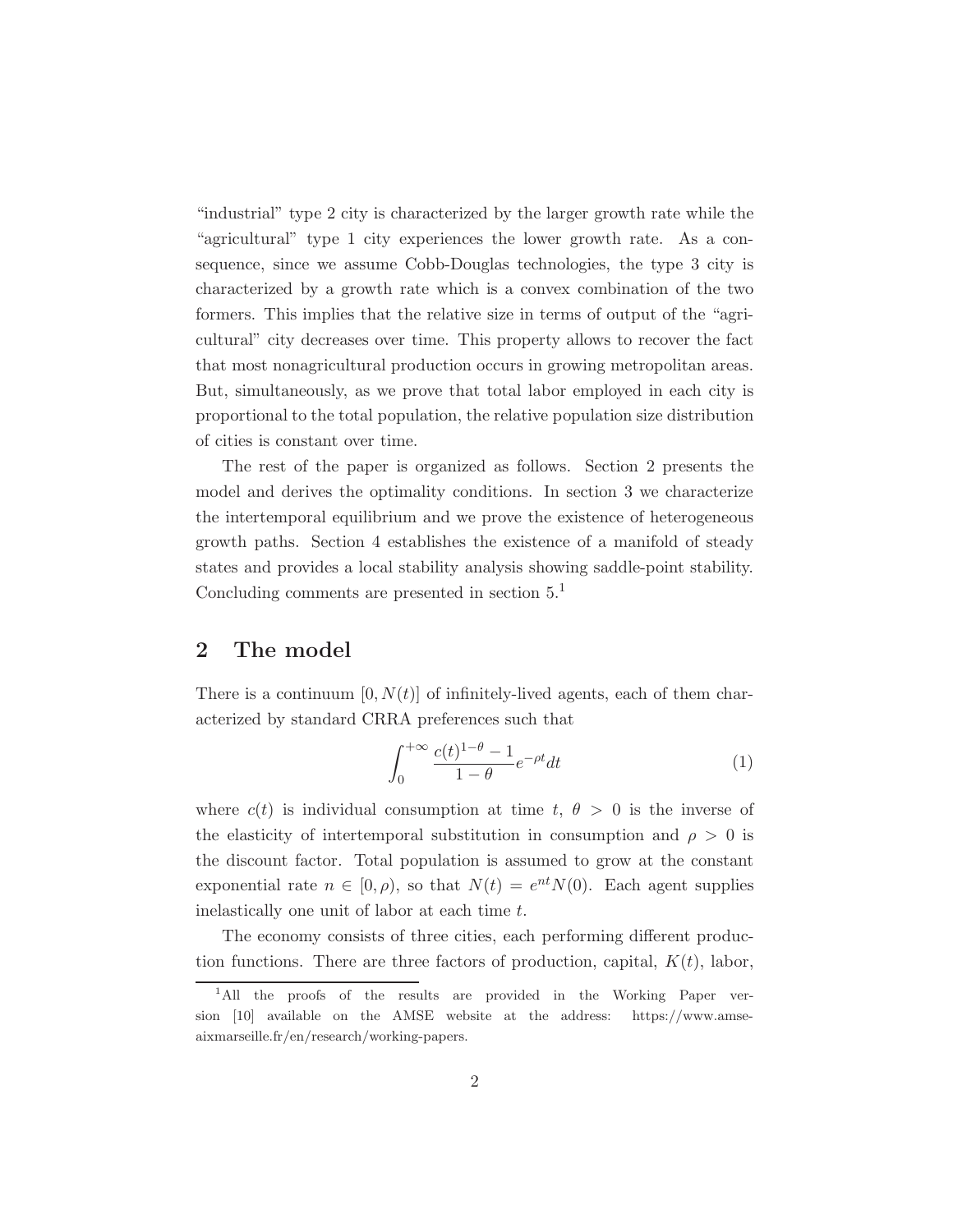"industrial" type 2 city is characterized by the larger growth rate while the "agricultural" type 1 city experiences the lower growth rate. As a consequence, since we assume Cobb-Douglas technologies, the type 3 city is characterized by a growth rate which is a convex combination of the two formers. This implies that the relative size in terms of output of the "agricultural" city decreases over time. This property allows to recover the fact that most nonagricultural production occurs in growing metropolitan areas. But, simultaneously, as we prove that total labor employed in each city is proportional to the total population, the relative population size distribution of cities is constant over time.

The rest of the paper is organized as follows. Section 2 presents the model and derives the optimality conditions. In section 3 we characterize the intertemporal equilibrium and we prove the existence of heterogeneous growth paths. Section 4 establishes the existence of a manifold of steady states and provides a local stability analysis showing saddle-point stability. Concluding comments are presented in section 5.[1]

## 2 The model

There is a continuum $[0, N(t)]$ of infinitely-lived agents, each of them characterized by standard CRRA preferences such that

$$\int_0^{+\infty} \frac{c(t)^{1-\theta} - 1}{1-\theta} e^{-\rho t} dt \tag{1}$$

where $c(t)$ is individual consumption at time $t$, $\theta > 0$ is the inverse of the elasticity of intertemporal substitution in consumption and $\rho > 0$ is the discount factor. Total population is assumed to grow at the constant exponential rate $n \in [0, \rho)$, so that $N(t) = e^{nt}N(0)$. Each agent supplies inelastically one unit of labor at each time $t$.

The economy consists of three cities, each performing different production functions. There are three factors of production, capital, $K(t)$, labor,

[1] All the proofs of the results are provided in the Working Paper version [10] available on the AMSE website at the address: https://www.amse-aixmarseille.fr/en/research/working-papers.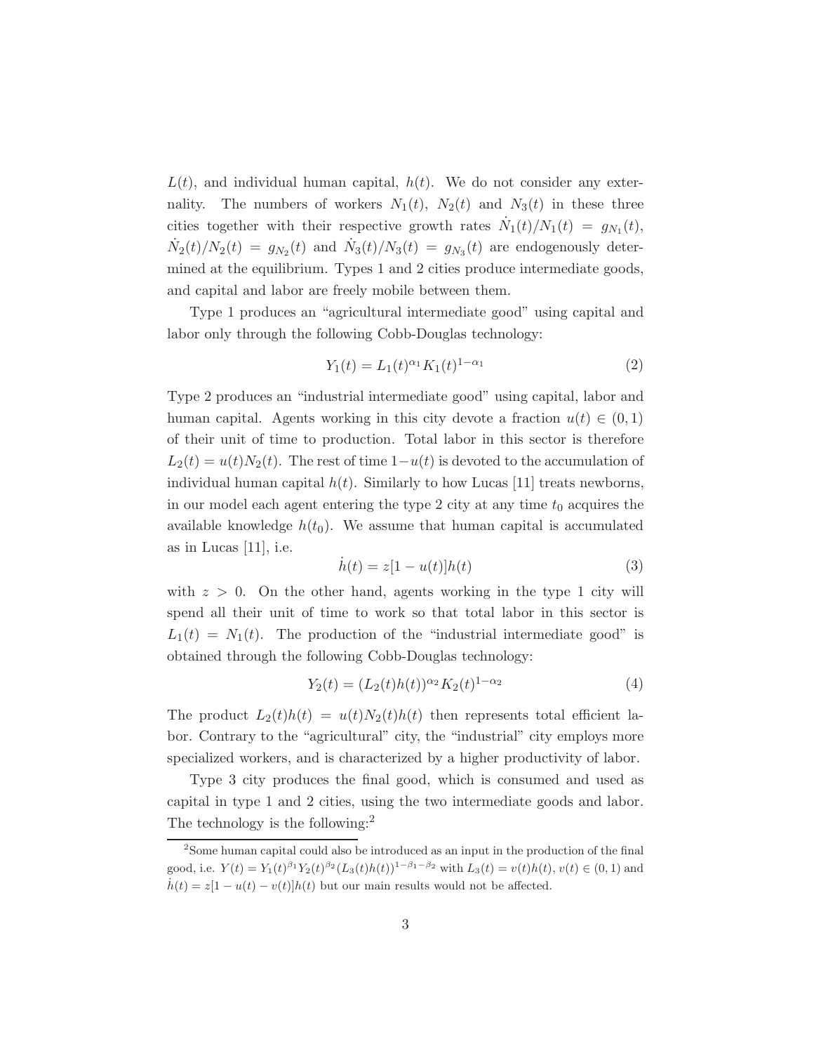$L(t)$, and individual human capital, $h(t)$. We do not consider any externality. The numbers of workers $N_1(t)$, $N_2(t)$ and $N_3(t)$ in these three cities together with their respective growth rates $\dot{N}_1(t)/N_1(t) = g_{N_1}(t)$, $\dot{N}_2(t)/N_2(t) = g_{N_2}(t)$ and $\dot{N}_3(t)/N_3(t) = g_{N_3}(t)$ are endogenously determined at the equilibrium. Types 1 and 2 cities produce intermediate goods, and capital and labor are freely mobile between them.

Type 1 produces an "agricultural intermediate good" using capital and labor only through the following Cobb-Douglas technology:

$$Y_1(t) = L_1(t)^{\alpha_1} K_1(t)^{1-\alpha_1} \tag{2}$$

Type 2 produces an "industrial intermediate good" using capital, labor and human capital. Agents working in this city devote a fraction $u(t) \in (0, 1)$ of their unit of time to production. Total labor in this sector is therefore $L_2(t) = u(t)N_2(t)$. The rest of time $1-u(t)$ is devoted to the accumulation of individual human capital $h(t)$. Similarly to how Lucas [11] treats newborns, in our model each agent entering the type 2 city at any time $t_0$ acquires the available knowledge $h(t_0)$. We assume that human capital is accumulated as in Lucas [11], i.e.

$$\dot{h}(t) = z[1 - u(t)]h(t) \tag{3}$$

with $z > 0$. On the other hand, agents working in the type 1 city will spend all their unit of time to work so that total labor in this sector is $L_1(t) = N_1(t)$. The production of the "industrial intermediate good" is obtained through the following Cobb-Douglas technology:

$$Y_2(t) = (L_2(t)h(t))^{\alpha_2} K_2(t)^{1-\alpha_2} \tag{4}$$

The product $L_2(t)h(t) = u(t)N_2(t)h(t)$ then represents total efficient labor. Contrary to the "agricultural" city, the "industrial" city employs more specialized workers, and is characterized by a higher productivity of labor.

Type 3 city produces the final good, which is consumed and used as capital in type 1 and 2 cities, using the two intermediate goods and labor. The technology is the following:[2]

[2] Some human capital could also be introduced as an input in the production of the final good, i.e. $Y(t) = Y_1(t)^{\beta_1} Y_2(t)^{\beta_2} (L_3(t)h(t))^{1-\beta_1-\beta_2}$ with $L_3(t) = v(t)h(t)$, $v(t) \in (0, 1)$ and $\dot{h}(t) = z[1 - u(t) - v(t)]h(t)$ but our main results would not be affected.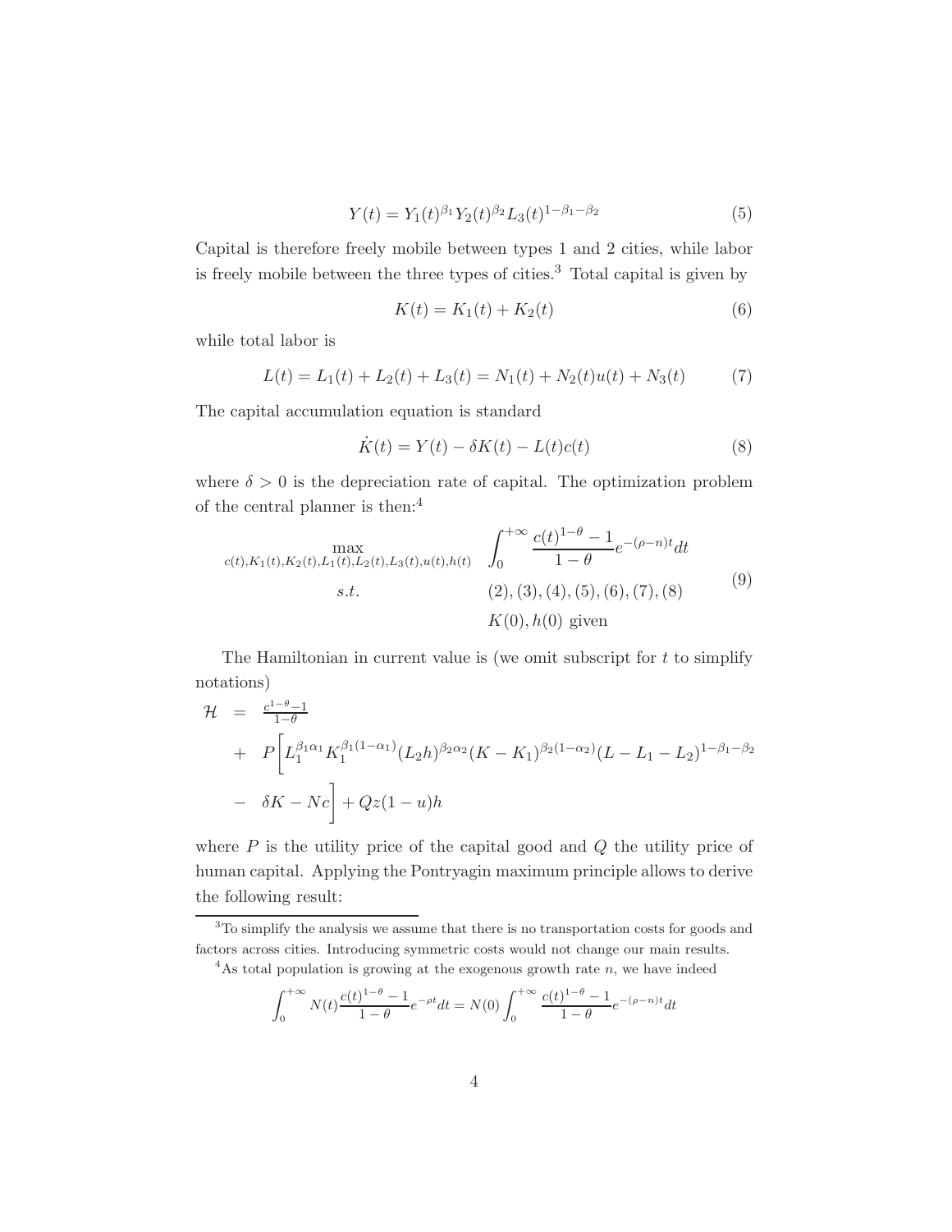$$Y(t) = Y_1(t)^{\beta_1} Y_2(t)^{\beta_2} L_3(t)^{1-\beta_1-\beta_2} \tag{5}$$

Capital is therefore freely mobile between types 1 and 2 cities, while labor is freely mobile between the three types of cities.[3] Total capital is given by

$$K(t) = K_1(t) + K_2(t) \tag{6}$$

while total labor is

$$L(t) = L_1(t) + L_2(t) + L_3(t) = N_1(t) + N_2(t)u(t) + N_3(t) \tag{7}$$

The capital accumulation equation is standard

$$\dot{K}(t) = Y(t) - \delta K(t) - L(t)c(t) \tag{8}$$

where $\delta > 0$ is the depreciation rate of capital. The optimization problem of the central planner is then:[4]

$$\begin{array}{cl} \max\limits_{c(t),K_1(t),K_2(t),L_1(t),L_2(t),L_3(t),u(t),h(t)} & \displaystyle\int_0^{+\infty} \frac{c(t)^{1-\theta}-1}{1-\theta} e^{-(\rho-n)t} dt \\ s.t. & (2),(3),(4),(5),(6),(7),(8) \\ & K(0), h(0) \text{ given} \end{array} \tag{9}$$

The Hamiltonian in current value is (we omit subscript for $t$ to simplify notations)

$$\begin{aligned} \mathcal{H} &= \tfrac{c^{1-\theta}-1}{1-\theta} \\ &+ P\Big[L_1^{\beta_1\alpha_1} K_1^{\beta_1(1-\alpha_1)} (L_2 h)^{\beta_2\alpha_2} (K-K_1)^{\beta_2(1-\alpha_2)} (L-L_1-L_2)^{1-\beta_1-\beta_2} \\ &- \delta K - Nc\Big] + Qz(1-u)h \end{aligned}$$

where $P$ is the utility price of the capital good and $Q$ the utility price of human capital. Applying the Pontryagin maximum principle allows to derive the following result:

---

[3] To simplify the analysis we assume that there is no transportation costs for goods and factors across cities. Introducing symmetric costs would not change our main results.

[4] As total population is growing at the exogenous growth rate $n$, we have indeed

$$\int_0^{+\infty} N(t) \frac{c(t)^{1-\theta}-1}{1-\theta} e^{-\rho t} dt = N(0) \int_0^{+\infty} \frac{c(t)^{1-\theta}-1}{1-\theta} e^{-(\rho-n)t} dt$$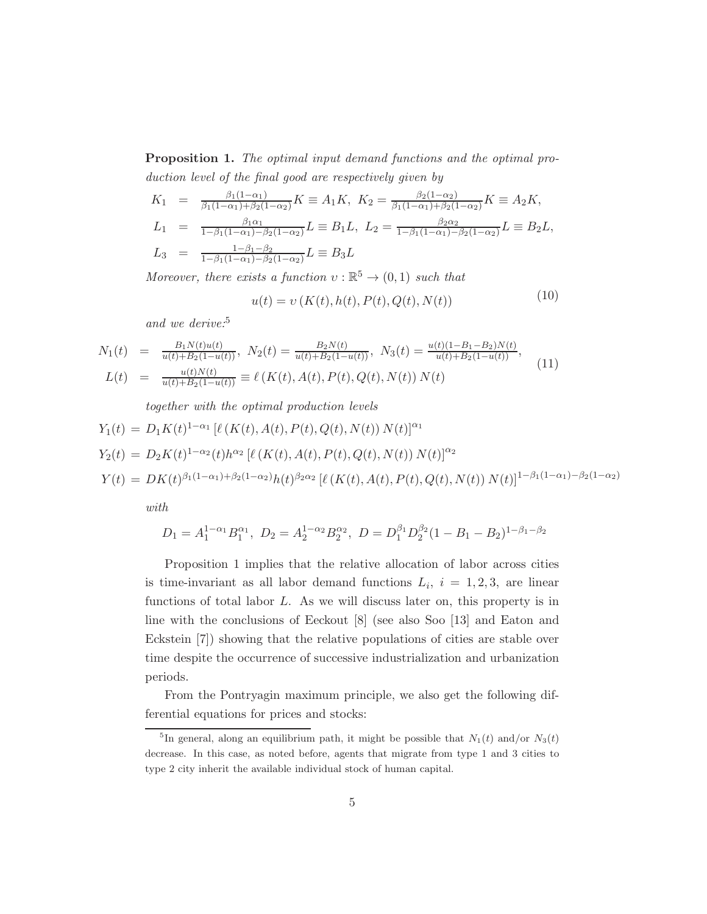**Proposition 1.** *The optimal input demand functions and the optimal production level of the final good are respectively given by*

$$
\begin{aligned}
K_1 &= \frac{\beta_1(1-\alpha_1)}{\beta_1(1-\alpha_1)+\beta_2(1-\alpha_2)}K \equiv A_1 K,\ K_2 = \frac{\beta_2(1-\alpha_2)}{\beta_1(1-\alpha_1)+\beta_2(1-\alpha_2)}K \equiv A_2 K,\\
L_1 &= \frac{\beta_1\alpha_1}{1-\beta_1(1-\alpha_1)-\beta_2(1-\alpha_2)}L \equiv B_1 L,\ L_2 = \frac{\beta_2\alpha_2}{1-\beta_1(1-\alpha_1)-\beta_2(1-\alpha_2)}L \equiv B_2 L,\\
L_3 &= \frac{1-\beta_1-\beta_2}{1-\beta_1(1-\alpha_1)-\beta_2(1-\alpha_2)}L \equiv B_3 L
\end{aligned}
$$

*Moreover, there exists a function* $\upsilon : \mathbb{R}^5 \to (0,1)$ *such that*

$$
u(t) = \upsilon\left(K(t), h(t), P(t), Q(t), N(t)\right) \tag{10}
$$

*and we derive:*[5]

$$
\begin{aligned}
N_1(t) &= \frac{B_1 N(t) u(t)}{u(t)+B_2(1-u(t))},\ N_2(t) = \frac{B_2 N(t)}{u(t)+B_2(1-u(t))},\ N_3(t) = \frac{u(t)(1-B_1-B_2)N(t)}{u(t)+B_2(1-u(t))},\\
L(t) &= \frac{u(t)N(t)}{u(t)+B_2(1-u(t))} \equiv \ell\left(K(t), A(t), P(t), Q(t), N(t)\right) N(t)
\end{aligned}
\tag{11}
$$

*together with the optimal production levels*

$$
\begin{aligned}
Y_1(t) &= D_1 K(t)^{1-\alpha_1}\left[\ell\left(K(t), A(t), P(t), Q(t), N(t)\right) N(t)\right]^{\alpha_1}\\
Y_2(t) &= D_2 K(t)^{1-\alpha_2} h^{\alpha_2}(t)\left[\ell\left(K(t), A(t), P(t), Q(t), N(t)\right) N(t)\right]^{\alpha_2}\\
Y(t) &= D K(t)^{\beta_1(1-\alpha_1)+\beta_2(1-\alpha_2)} h(t)^{\beta_2\alpha_2}\left[\ell\left(K(t), A(t), P(t), Q(t), N(t)\right) N(t)\right]^{1-\beta_1(1-\alpha_1)-\beta_2(1-\alpha_2)}
\end{aligned}
$$

*with*

$$
D_1 = A_1^{1-\alpha_1} B_1^{\alpha_1},\ D_2 = A_2^{1-\alpha_2} B_2^{\alpha_2},\ D = D_1^{\beta_1} D_2^{\beta_2}(1-B_1-B_2)^{1-\beta_1-\beta_2}
$$

Proposition 1 implies that the relative allocation of labor across cities is time-invariant as all labor demand functions $L_i$, $i = 1, 2, 3$, are linear functions of total labor $L$. As we will discuss later on, this property is in line with the conclusions of Eeckout [8] (see also Soo [13] and Eaton and Eckstein [7]) showing that the relative populations of cities are stable over time despite the occurrence of successive industrialization and urbanization periods.

From the Pontryagin maximum principle, we also get the following differential equations for prices and stocks:

[5] In general, along an equilibrium path, it might be possible that $N_1(t)$ and/or $N_3(t)$ decrease. In this case, as noted before, agents that migrate from type 1 and 3 cities to type 2 city inherit the available individual stock of human capital.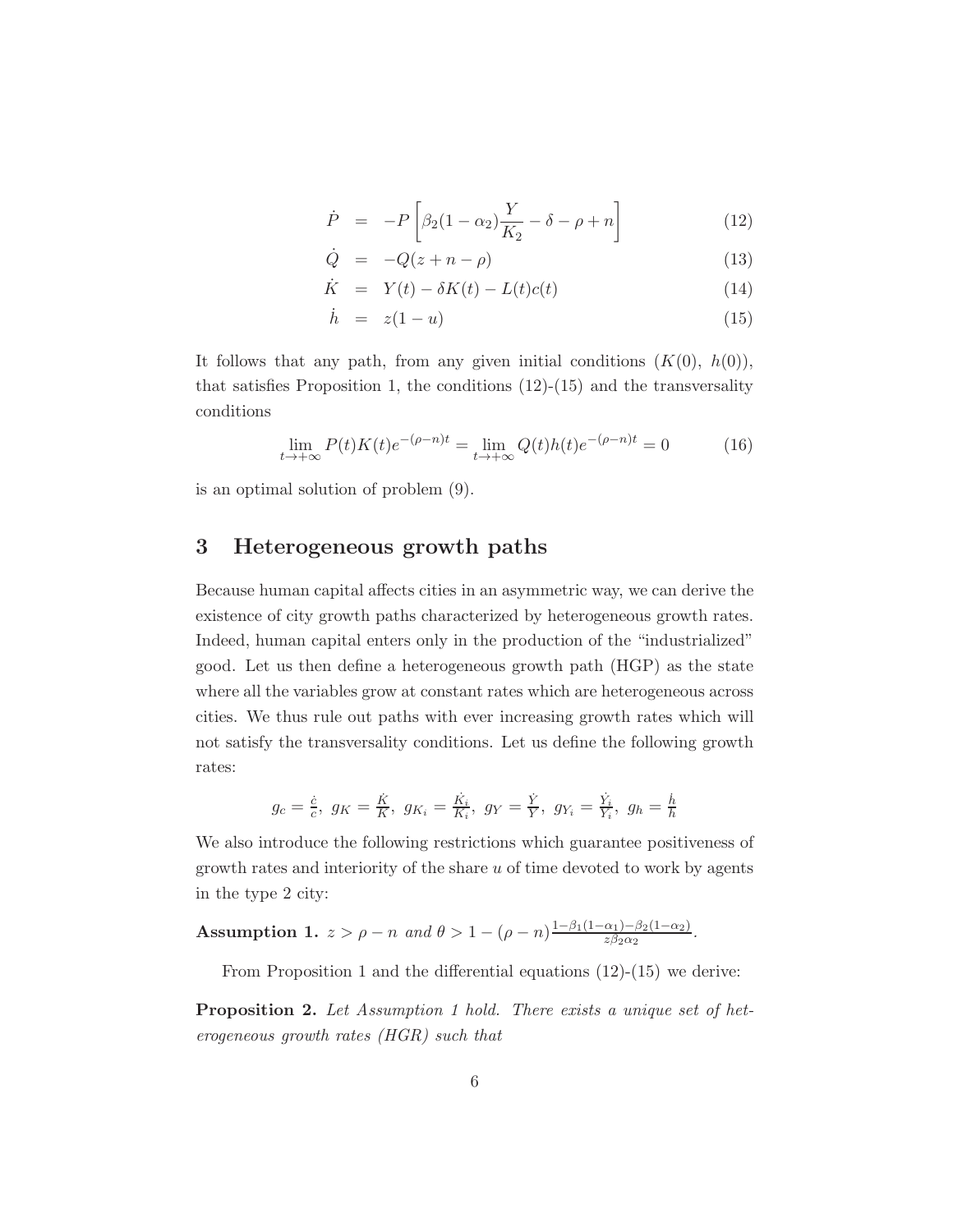$$
\begin{aligned}
\dot{P} &= -P\left[\beta_2(1-\alpha_2)\frac{Y}{K_2} - \delta - \rho + n\right] \qquad (12) \\
\dot{Q} &= -Q(z + n - \rho) \qquad (13) \\
\dot{K} &= Y(t) - \delta K(t) - L(t)c(t) \qquad (14) \\
\dot{h} &= z(1 - u) \qquad (15)
\end{aligned}
$$

It follows that any path, from any given initial conditions $(K(0),\ h(0))$, that satisfies Proposition 1, the conditions (12)-(15) and the transversality conditions

$$
\lim_{t\to+\infty} P(t)K(t)e^{-(\rho-n)t} = \lim_{t\to+\infty} Q(t)h(t)e^{-(\rho-n)t} = 0 \qquad (16)
$$

is an optimal solution of problem (9).

## 3 Heterogeneous growth paths

Because human capital affects cities in an asymmetric way, we can derive the existence of city growth paths characterized by heterogeneous growth rates. Indeed, human capital enters only in the production of the "industrialized" good. Let us then define a heterogeneous growth path (HGP) as the state where all the variables grow at constant rates which are heterogeneous across cities. We thus rule out paths with ever increasing growth rates which will not satisfy the transversality conditions. Let us define the following growth rates:

$$
g_c = \frac{\dot{c}}{c},\ g_K = \frac{\dot{K}}{K},\ g_{K_i} = \frac{\dot{K}_i}{K_i},\ g_Y = \frac{\dot{Y}}{Y},\ g_{Y_i} = \frac{\dot{Y}_i}{Y_i},\ g_h = \frac{\dot{h}}{h}
$$

We also introduce the following restrictions which guarantee positiveness of growth rates and interiority of the share $u$ of time devoted to work by agents in the type 2 city:

**Assumption 1.** *$z > \rho - n$ and $\theta > 1 - (\rho - n)\frac{1-\beta_1(1-\alpha_1)-\beta_2(1-\alpha_2)}{z\beta_2\alpha_2}$.*

From Proposition 1 and the differential equations (12)-(15) we derive:

**Proposition 2.** *Let Assumption 1 hold. There exists a unique set of heterogeneous growth rates (HGR) such that*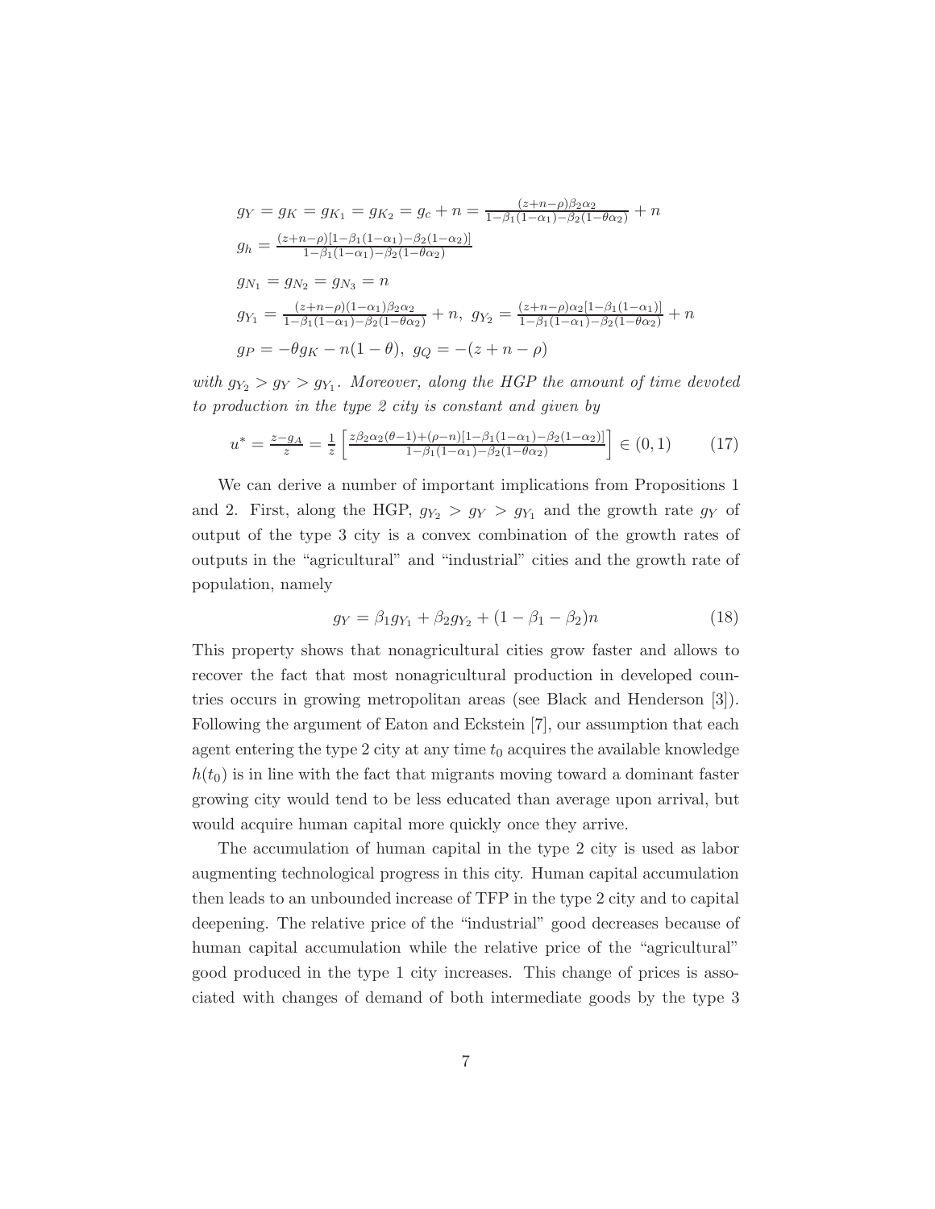$$g_Y = g_K = g_{K_1} = g_{K_2} = g_c + n = \frac{(z+n-\rho)\beta_2\alpha_2}{1-\beta_1(1-\alpha_1)-\beta_2(1-\theta\alpha_2)} + n$$

$$g_h = \frac{(z+n-\rho)[1-\beta_1(1-\alpha_1)-\beta_2(1-\alpha_2)]}{1-\beta_1(1-\alpha_1)-\beta_2(1-\theta\alpha_2)}$$

$$g_{N_1} = g_{N_2} = g_{N_3} = n$$

$$g_{Y_1} = \frac{(z+n-\rho)(1-\alpha_1)\beta_2\alpha_2}{1-\beta_1(1-\alpha_1)-\beta_2(1-\theta\alpha_2)} + n,\ g_{Y_2} = \frac{(z+n-\rho)\alpha_2[1-\beta_1(1-\alpha_1)]}{1-\beta_1(1-\alpha_1)-\beta_2(1-\theta\alpha_2)} + n$$

$$g_P = -\theta g_K - n(1-\theta),\ g_Q = -(z+n-\rho)$$

*with* $g_{Y_2} > g_Y > g_{Y_1}$. *Moreover, along the HGP the amount of time devoted to production in the type 2 city is constant and given by*

$$u^* = \frac{z-g_A}{z} = \frac{1}{z}\left[\frac{z\beta_2\alpha_2(\theta-1)+(\rho-n)[1-\beta_1(1-\alpha_1)-\beta_2(1-\alpha_2)]}{1-\beta_1(1-\alpha_1)-\beta_2(1-\theta\alpha_2)}\right] \in (0,1) \tag{17}$$

We can derive a number of important implications from Propositions 1 and 2. First, along the HGP, $g_{Y_2} > g_Y > g_{Y_1}$ and the growth rate $g_Y$ of output of the type 3 city is a convex combination of the growth rates of outputs in the "agricultural" and "industrial" cities and the growth rate of population, namely

$$g_Y = \beta_1 g_{Y_1} + \beta_2 g_{Y_2} + (1-\beta_1-\beta_2)n \tag{18}$$

This property shows that nonagricultural cities grow faster and allows to recover the fact that most nonagricultural production in developed countries occurs in growing metropolitan areas (see Black and Henderson [3]). Following the argument of Eaton and Eckstein [7], our assumption that each agent entering the type 2 city at any time $t_0$ acquires the available knowledge $h(t_0)$ is in line with the fact that migrants moving toward a dominant faster growing city would tend to be less educated than average upon arrival, but would acquire human capital more quickly once they arrive.

The accumulation of human capital in the type 2 city is used as labor augmenting technological progress in this city. Human capital accumulation then leads to an unbounded increase of TFP in the type 2 city and to capital deepening. The relative price of the "industrial" good decreases because of human capital accumulation while the relative price of the "agricultural" good produced in the type 1 city increases. This change of prices is associated with changes of demand of both intermediate goods by the type 3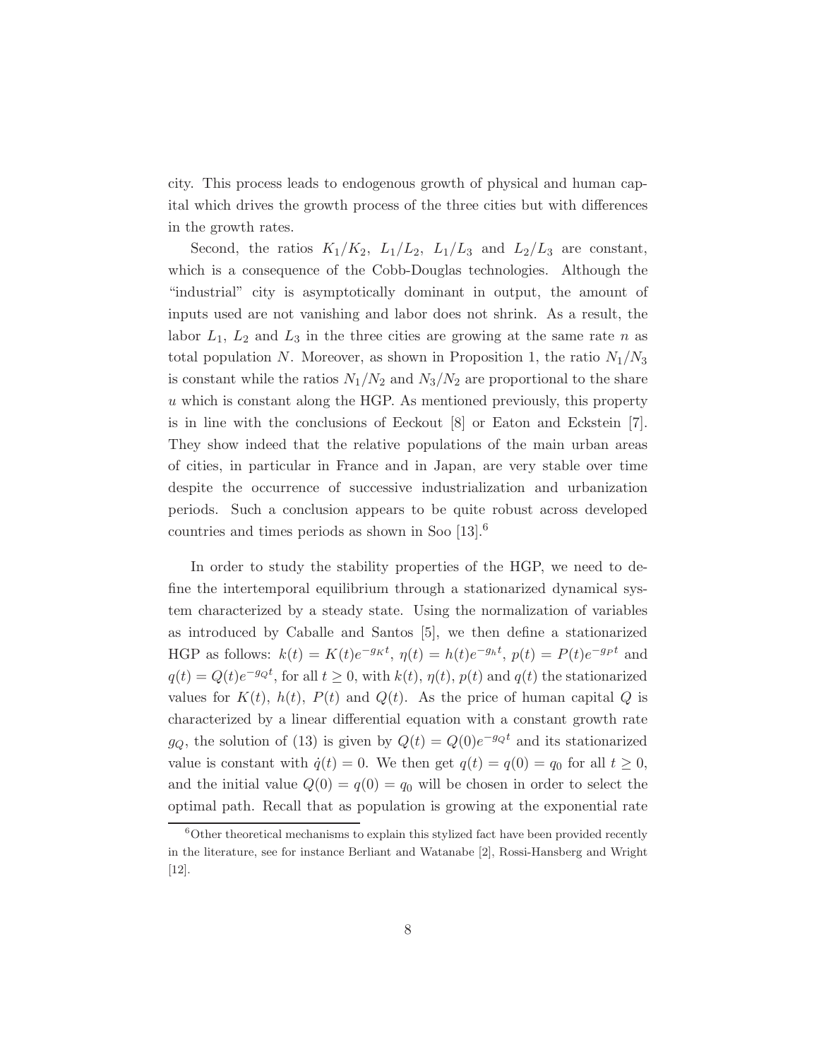city. This process leads to endogenous growth of physical and human capital which drives the growth process of the three cities but with differences in the growth rates.

Second, the ratios $K_1/K_2$, $L_1/L_2$, $L_1/L_3$ and $L_2/L_3$ are constant, which is a consequence of the Cobb-Douglas technologies. Although the "industrial" city is asymptotically dominant in output, the amount of inputs used are not vanishing and labor does not shrink. As a result, the labor $L_1$, $L_2$ and $L_3$ in the three cities are growing at the same rate $n$ as total population $N$. Moreover, as shown in Proposition 1, the ratio $N_1/N_3$ is constant while the ratios $N_1/N_2$ and $N_3/N_2$ are proportional to the share $u$ which is constant along the HGP. As mentioned previously, this property is in line with the conclusions of Eeckout [8] or Eaton and Eckstein [7]. They show indeed that the relative populations of the main urban areas of cities, in particular in France and in Japan, are very stable over time despite the occurrence of successive industrialization and urbanization periods. Such a conclusion appears to be quite robust across developed countries and times periods as shown in Soo [13].[6]

In order to study the stability properties of the HGP, we need to define the intertemporal equilibrium through a stationarized dynamical system characterized by a steady state. Using the normalization of variables as introduced by Caballe and Santos [5], we then define a stationarized HGP as follows: $k(t) = K(t)e^{-g_K t}$, $\eta(t) = h(t)e^{-g_h t}$, $p(t) = P(t)e^{-g_P t}$ and $q(t) = Q(t)e^{-g_Q t}$, for all $t \geq 0$, with $k(t)$, $\eta(t)$, $p(t)$ and $q(t)$ the stationarized values for $K(t)$, $h(t)$, $P(t)$ and $Q(t)$. As the price of human capital $Q$ is characterized by a linear differential equation with a constant growth rate $g_Q$, the solution of (13) is given by $Q(t) = Q(0)e^{-g_Q t}$ and its stationarized value is constant with $\dot{q}(t) = 0$. We then get $q(t) = q(0) = q_0$ for all $t \geq 0$, and the initial value $Q(0) = q(0) = q_0$ will be chosen in order to select the optimal path. Recall that as population is growing at the exponential rate

[6] Other theoretical mechanisms to explain this stylized fact have been provided recently in the literature, see for instance Berliant and Watanabe [2], Rossi-Hansberg and Wright [12].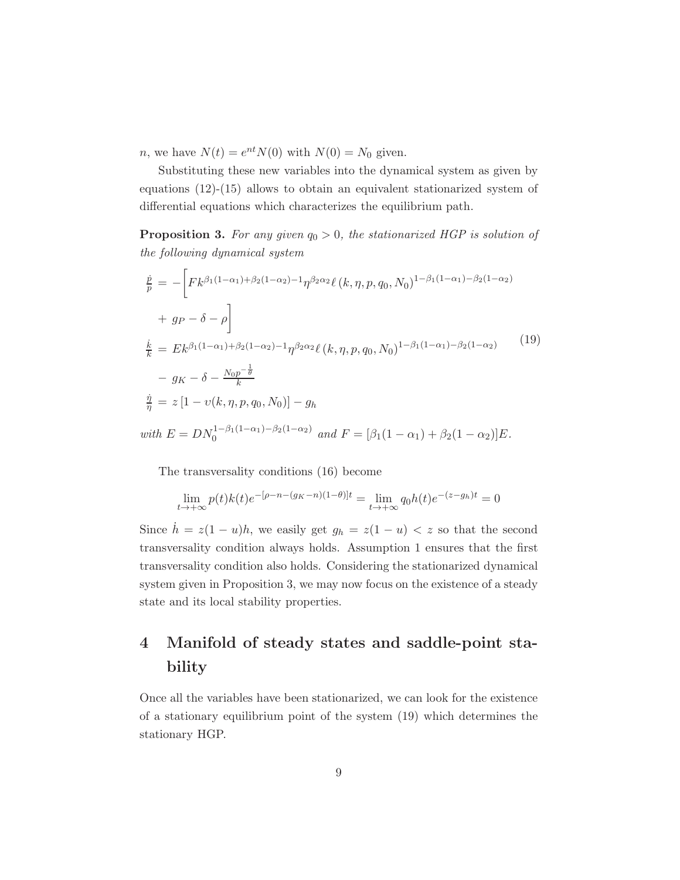$n$, we have $N(t) = e^{nt}N(0)$ with $N(0) = N_0$ given.

Substituting these new variables into the dynamical system as given by equations (12)-(15) allows to obtain an equivalent stationarized system of differential equations which characterizes the equilibrium path.

**Proposition 3.** *For any given $q_0 > 0$, the stationarized HGP is solution of the following dynamical system*

$$
\begin{aligned}
\frac{\dot{p}}{p} &= -\bigg[Fk^{\beta_1(1-\alpha_1)+\beta_2(1-\alpha_2)-1}\eta^{\beta_2\alpha_2}\ell\left(k,\eta,p,q_0,N_0\right)^{1-\beta_1(1-\alpha_1)-\beta_2(1-\alpha_2)} \\
&\quad + g_P - \delta - \rho\bigg] \\
\frac{\dot{k}}{k} &= Ek^{\beta_1(1-\alpha_1)+\beta_2(1-\alpha_2)-1}\eta^{\beta_2\alpha_2}\ell\left(k,\eta,p,q_0,N_0\right)^{1-\beta_1(1-\alpha_1)-\beta_2(1-\alpha_2)} \\
&\quad - g_K - \delta - \frac{N_0 p^{-\frac{1}{\theta}}}{k} \\
\frac{\dot{\eta}}{\eta} &= z\left[1 - \upsilon(k,\eta,p,q_0,N_0)\right] - g_h
\end{aligned}
\tag{19}
$$

*with $E = DN_0^{1-\beta_1(1-\alpha_1)-\beta_2(1-\alpha_2)}$ and $F = [\beta_1(1-\alpha_1) + \beta_2(1-\alpha_2)]E$.*

The transversality conditions (16) become

$$
\lim_{t\to+\infty} p(t)k(t)e^{-[\rho-n-(g_K-n)(1-\theta)]t} = \lim_{t\to+\infty} q_0 h(t)e^{-(z-g_h)t} = 0
$$

Since $\dot{h} = z(1-u)h$, we easily get $g_h = z(1-u) < z$ so that the second transversality condition always holds. Assumption 1 ensures that the first transversality condition also holds. Considering the stationarized dynamical system given in Proposition 3, we may now focus on the existence of a steady state and its local stability properties.

# 4 Manifold of steady states and saddle-point stability

Once all the variables have been stationarized, we can look for the existence of a stationary equilibrium point of the system (19) which determines the stationary HGP.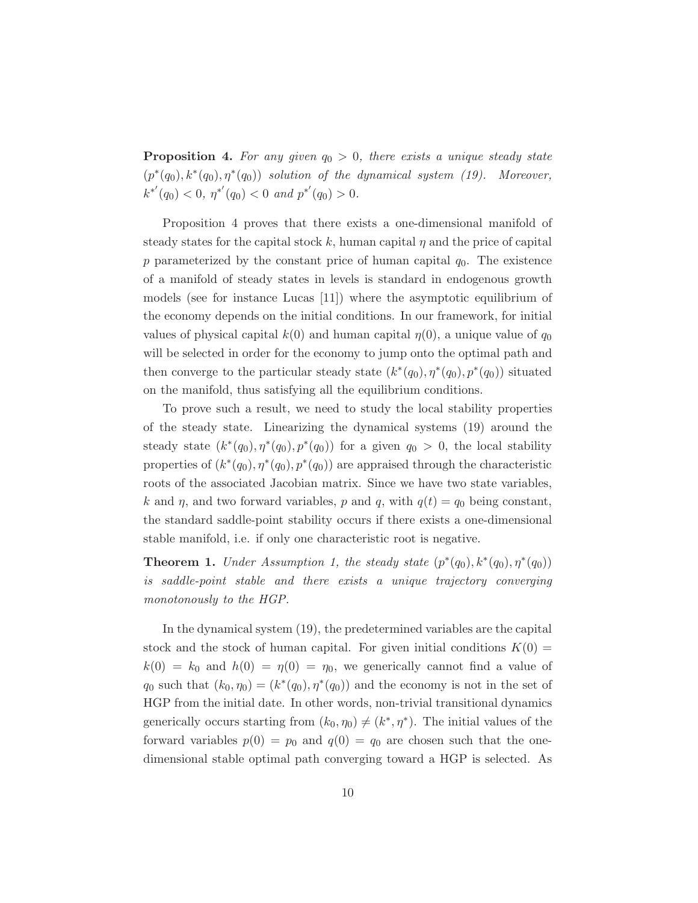**Proposition 4.** *For any given $q_0 > 0$, there exists a unique steady state $(p^*(q_0), k^*(q_0), \eta^*(q_0))$ solution of the dynamical system (19). Moreover, $k^{*'}(q_0) < 0$, $\eta^{*'}(q_0) < 0$ and $p^{*'}(q_0) > 0$.*

Proposition 4 proves that there exists a one-dimensional manifold of steady states for the capital stock $k$, human capital $\eta$ and the price of capital $p$ parameterized by the constant price of human capital $q_0$. The existence of a manifold of steady states in levels is standard in endogenous growth models (see for instance Lucas [11]) where the asymptotic equilibrium of the economy depends on the initial conditions. In our framework, for initial values of physical capital $k(0)$ and human capital $\eta(0)$, a unique value of $q_0$ will be selected in order for the economy to jump onto the optimal path and then converge to the particular steady state $(k^*(q_0), \eta^*(q_0), p^*(q_0))$ situated on the manifold, thus satisfying all the equilibrium conditions.

To prove such a result, we need to study the local stability properties of the steady state. Linearizing the dynamical systems (19) around the steady state $(k^*(q_0), \eta^*(q_0), p^*(q_0))$ for a given $q_0 > 0$, the local stability properties of $(k^*(q_0), \eta^*(q_0), p^*(q_0))$ are appraised through the characteristic roots of the associated Jacobian matrix. Since we have two state variables, $k$ and $\eta$, and two forward variables, $p$ and $q$, with $q(t) = q_0$ being constant, the standard saddle-point stability occurs if there exists a one-dimensional stable manifold, i.e. if only one characteristic root is negative.

**Theorem 1.** *Under Assumption 1, the steady state $(p^*(q_0), k^*(q_0), \eta^*(q_0))$ is saddle-point stable and there exists a unique trajectory converging monotonously to the HGP.*

In the dynamical system (19), the predetermined variables are the capital stock and the stock of human capital. For given initial conditions $K(0) = k(0) = k_0$ and $h(0) = \eta(0) = \eta_0$, we generically cannot find a value of $q_0$ such that $(k_0, \eta_0) = (k^*(q_0), \eta^*(q_0))$ and the economy is not in the set of HGP from the initial date. In other words, non-trivial transitional dynamics generically occurs starting from $(k_0, \eta_0) \neq (k^*, \eta^*)$. The initial values of the forward variables $p(0) = p_0$ and $q(0) = q_0$ are chosen such that the one-dimensional stable optimal path converging toward a HGP is selected. As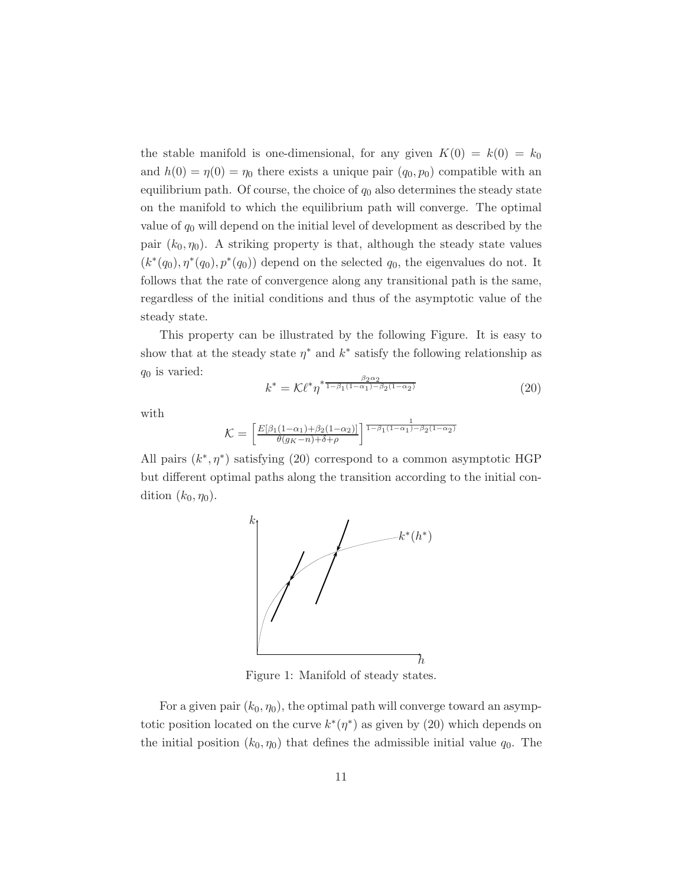the stable manifold is one-dimensional, for any given $K(0) = k(0) = k_0$ and $h(0) = \eta(0) = \eta_0$ there exists a unique pair $(q_0, p_0)$ compatible with an equilibrium path. Of course, the choice of $q_0$ also determines the steady state on the manifold to which the equilibrium path will converge. The optimal value of $q_0$ will depend on the initial level of development as described by the pair $(k_0, \eta_0)$. A striking property is that, although the steady state values $(k^*(q_0), \eta^*(q_0), p^*(q_0))$ depend on the selected $q_0$, the eigenvalues do not. It follows that the rate of convergence along any transitional path is the same, regardless of the initial conditions and thus of the asymptotic value of the steady state.

This property can be illustrated by the following Figure. It is easy to show that at the steady state $\eta^*$ and $k^*$ satisfy the following relationship as $q_0$ is varied:

$$k^* = \mathcal{K}\ell^*{\eta^*}^{\frac{\beta_2\alpha_2}{1-\beta_1(1-\alpha_1)-\beta_2(1-\alpha_2)}} \tag{20}$$

with

$$\mathcal{K} = \left[\frac{E[\beta_1(1-\alpha_1)+\beta_2(1-\alpha_2)]}{\theta(g_K - n)+\delta+\rho}\right]^{\frac{1}{1-\beta_1(1-\alpha_1)-\beta_2(1-\alpha_2)}}$$

All pairs $(k^*, \eta^*)$ satisfying (20) correspond to a common asymptotic HGP but different optimal paths along the transition according to the initial condition $(k_0, \eta_0)$.

Figure 1: Manifold of steady states.

For a given pair $(k_0, \eta_0)$, the optimal path will converge toward an asymptotic position located on the curve $k^*(\eta^*)$ as given by (20) which depends on the initial position $(k_0, \eta_0)$ that defines the admissible initial value $q_0$. The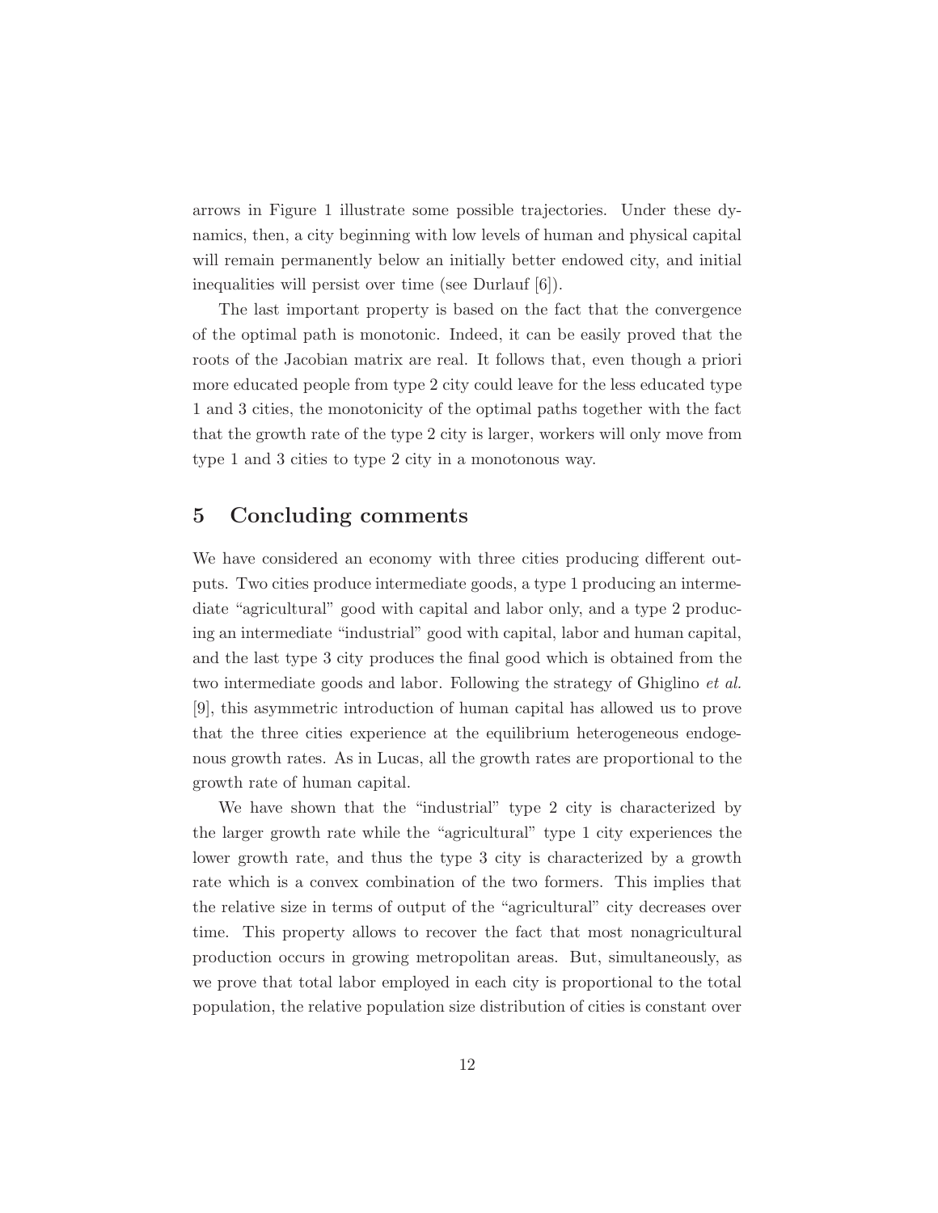arrows in Figure 1 illustrate some possible trajectories. Under these dynamics, then, a city beginning with low levels of human and physical capital will remain permanently below an initially better endowed city, and initial inequalities will persist over time (see Durlauf [6]).

The last important property is based on the fact that the convergence of the optimal path is monotonic. Indeed, it can be easily proved that the roots of the Jacobian matrix are real. It follows that, even though a priori more educated people from type 2 city could leave for the less educated type 1 and 3 cities, the monotonicity of the optimal paths together with the fact that the growth rate of the type 2 city is larger, workers will only move from type 1 and 3 cities to type 2 city in a monotonous way.

## 5 Concluding comments

We have considered an economy with three cities producing different outputs. Two cities produce intermediate goods, a type 1 producing an intermediate "agricultural" good with capital and labor only, and a type 2 producing an intermediate "industrial" good with capital, labor and human capital, and the last type 3 city produces the final good which is obtained from the two intermediate goods and labor. Following the strategy of Ghiglino *et al.* [9], this asymmetric introduction of human capital has allowed us to prove that the three cities experience at the equilibrium heterogeneous endogenous growth rates. As in Lucas, all the growth rates are proportional to the growth rate of human capital.

We have shown that the "industrial" type 2 city is characterized by the larger growth rate while the "agricultural" type 1 city experiences the lower growth rate, and thus the type 3 city is characterized by a growth rate which is a convex combination of the two formers. This implies that the relative size in terms of output of the "agricultural" city decreases over time. This property allows to recover the fact that most nonagricultural production occurs in growing metropolitan areas. But, simultaneously, as we prove that total labor employed in each city is proportional to the total population, the relative population size distribution of cities is constant over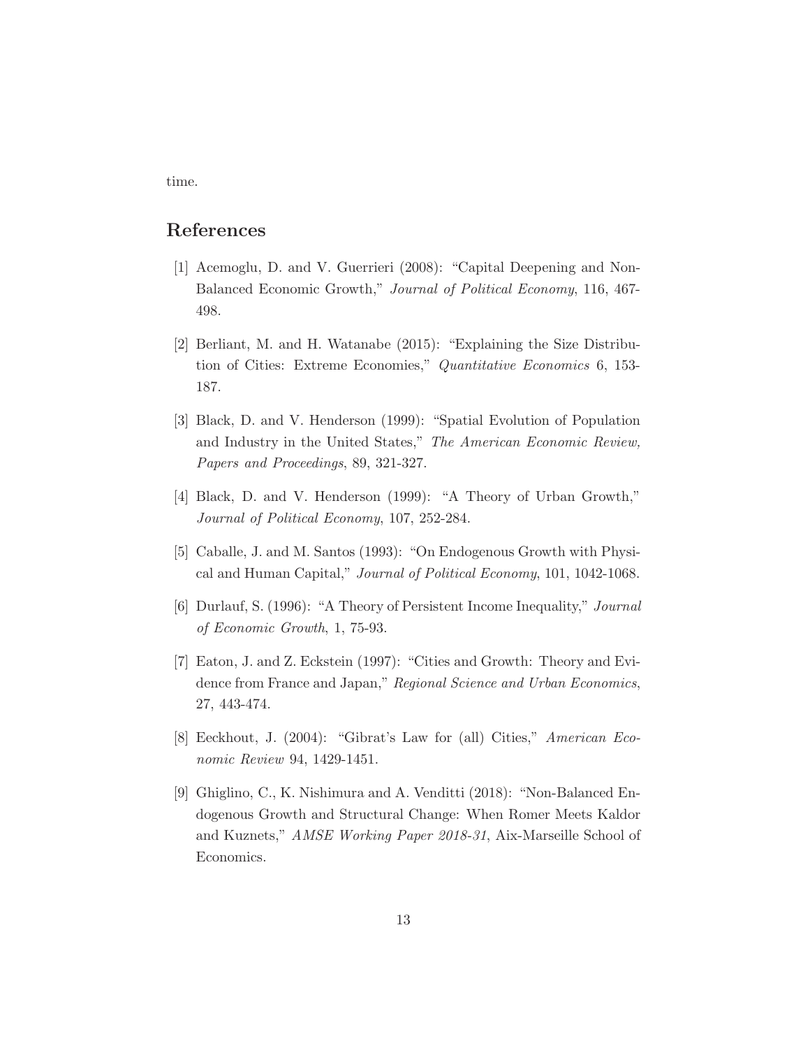time.

## References

[1] Acemoglu, D. and V. Guerrieri (2008): "Capital Deepening and Non-Balanced Economic Growth," *Journal of Political Economy*, 116, 467-498.

[2] Berliant, M. and H. Watanabe (2015): "Explaining the Size Distribution of Cities: Extreme Economies," *Quantitative Economics* 6, 153-187.

[3] Black, D. and V. Henderson (1999): "Spatial Evolution of Population and Industry in the United States," *The American Economic Review, Papers and Proceedings*, 89, 321-327.

[4] Black, D. and V. Henderson (1999): "A Theory of Urban Growth," *Journal of Political Economy*, 107, 252-284.

[5] Caballe, J. and M. Santos (1993): "On Endogenous Growth with Physical and Human Capital," *Journal of Political Economy*, 101, 1042-1068.

[6] Durlauf, S. (1996): "A Theory of Persistent Income Inequality," *Journal of Economic Growth*, 1, 75-93.

[7] Eaton, J. and Z. Eckstein (1997): "Cities and Growth: Theory and Evidence from France and Japan," *Regional Science and Urban Economics*, 27, 443-474.

[8] Eeckhout, J. (2004): "Gibrat's Law for (all) Cities," *American Economic Review* 94, 1429-1451.

[9] Ghiglino, C., K. Nishimura and A. Venditti (2018): "Non-Balanced Endogenous Growth and Structural Change: When Romer Meets Kaldor and Kuznets," *AMSE Working Paper 2018-31*, Aix-Marseille School of Economics.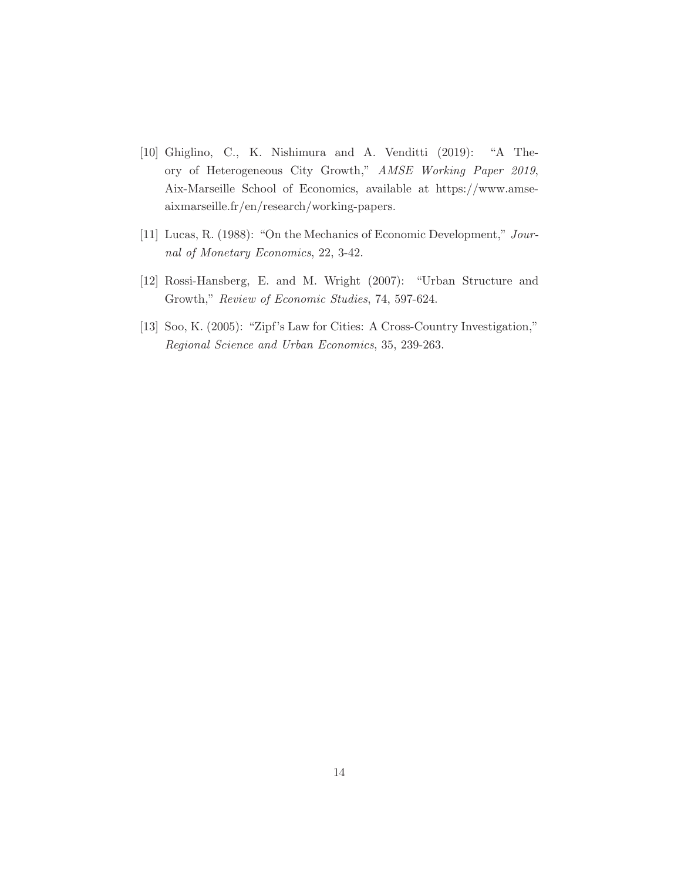[10] Ghiglino, C., K. Nishimura and A. Venditti (2019): "A Theory of Heterogeneous City Growth," *AMSE Working Paper 2019*, Aix-Marseille School of Economics, available at https://www.amse-aixmarseille.fr/en/research/working-papers.

[11] Lucas, R. (1988): "On the Mechanics of Economic Development," *Journal of Monetary Economics*, 22, 3-42.

[12] Rossi-Hansberg, E. and M. Wright (2007): "Urban Structure and Growth," *Review of Economic Studies*, 74, 597-624.

[13] Soo, K. (2005): "Zipf's Law for Cities: A Cross-Country Investigation," *Regional Science and Urban Economics*, 35, 239-263.